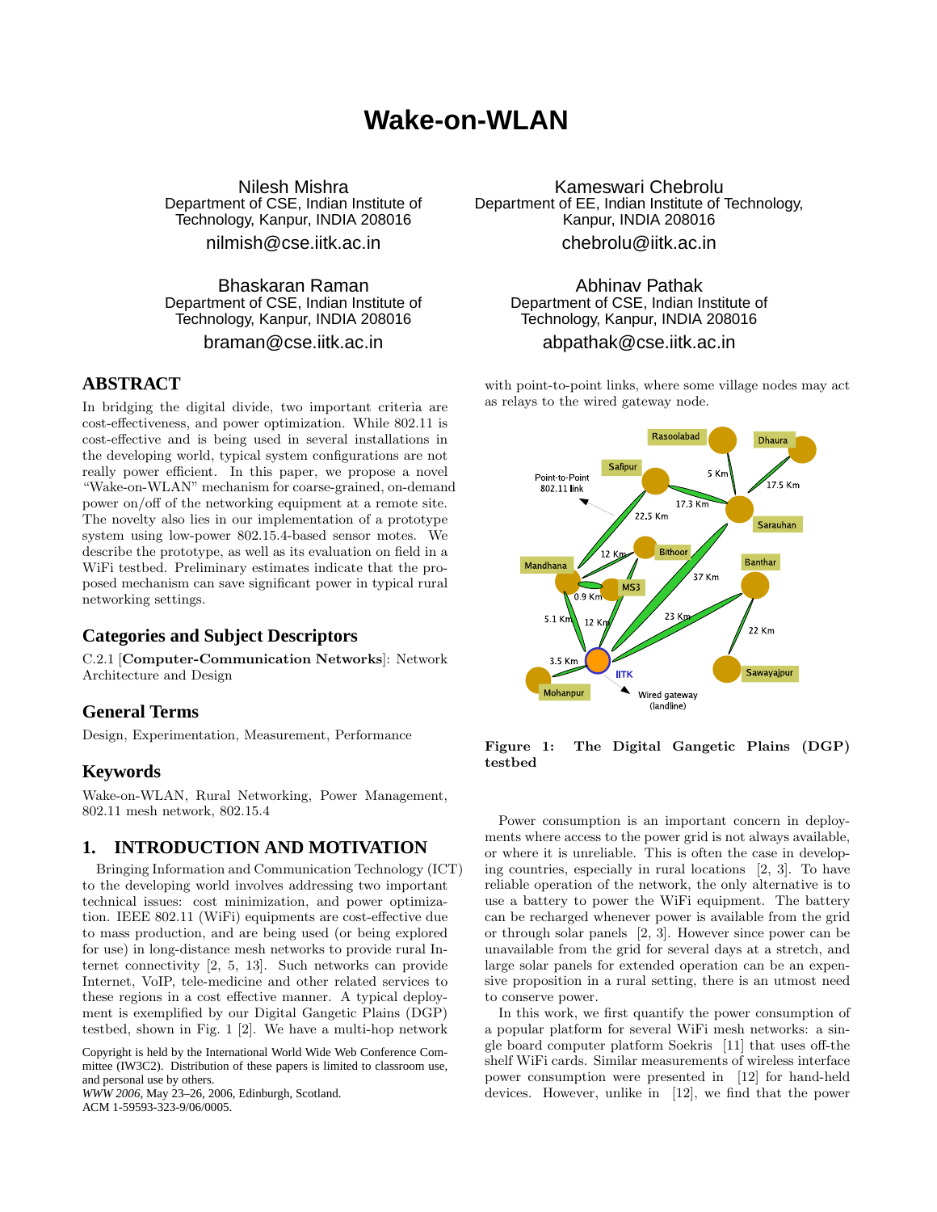# Wake-on-WLAN

Nilesh Mishra
Department of CSE, Indian Institute of Technology, Kanpur, INDIA 208016
nilmish@cse.iitk.ac.in

Kameswari Chebrolu
Department of EE, Indian Institute of Technology, Kanpur, INDIA 208016
chebrolu@iitk.ac.in

Bhaskaran Raman
Department of CSE, Indian Institute of Technology, Kanpur, INDIA 208016
braman@cse.iitk.ac.in

Abhinav Pathak
Department of CSE, Indian Institute of Technology, Kanpur, INDIA 208016
abpathak@cse.iitk.ac.in

## ABSTRACT

In bridging the digital divide, two important criteria are cost-effectiveness, and power optimization. While 802.11 is cost-effective and is being used in several installations in the developing world, typical system configurations are not really power efficient. In this paper, we propose a novel "Wake-on-WLAN" mechanism for coarse-grained, on-demand power on/off of the networking equipment at a remote site. The novelty also lies in our implementation of a prototype system using low-power 802.15.4-based sensor motes. We describe the prototype, as well as its evaluation on field in a WiFi testbed. Preliminary estimates indicate that the proposed mechanism can save significant power in typical rural networking settings.

## Categories and Subject Descriptors

C.2.1 [**Computer-Communication Networks**]: Network Architecture and Design

## General Terms

Design, Experimentation, Measurement, Performance

## Keywords

Wake-on-WLAN, Rural Networking, Power Management, 802.11 mesh network, 802.15.4

## 1. INTRODUCTION AND MOTIVATION

Bringing Information and Communication Technology (ICT) to the developing world involves addressing two important technical issues: cost minimization, and power optimization. IEEE 802.11 (WiFi) equipments are cost-effective due to mass production, and are being used (or being explored for use) in long-distance mesh networks to provide rural Internet connectivity [2, 5, 13]. Such networks can provide Internet, VoIP, tele-medicine and other related services to these regions in a cost effective manner. A typical deployment is exemplified by our Digital Gangetic Plains (DGP) testbed, shown in Fig. 1 [2]. We have a multi-hop network with point-to-point links, where some village nodes may act as relays to the wired gateway node.

**Figure 1: The Digital Gangetic Plains (DGP) testbed**

Power consumption is an important concern in deployments where access to the power grid is not always available, or where it is unreliable. This is often the case in developing countries, especially in rural locations [2, 3]. To have reliable operation of the network, the only alternative is to use a battery to power the WiFi equipment. The battery can be recharged whenever power is available from the grid or through solar panels [2, 3]. However since power can be unavailable from the grid for several days at a stretch, and large solar panels for extended operation can be an expensive proposition in a rural setting, there is an utmost need to conserve power.

In this work, we first quantify the power consumption of a popular platform for several WiFi mesh networks: a single board computer platform Soekris [11] that uses off-the shelf WiFi cards. Similar measurements of wireless interface power consumption were presented in [12] for hand-held devices. However, unlike in [12], we find that the power

Copyright is held by the International World Wide Web Conference Committee (IW3C2). Distribution of these papers is limited to classroom use, and personal use by others.
*WWW 2006*, May 23–26, 2006, Edinburgh, Scotland.
ACM 1-59593-323-9/06/0005.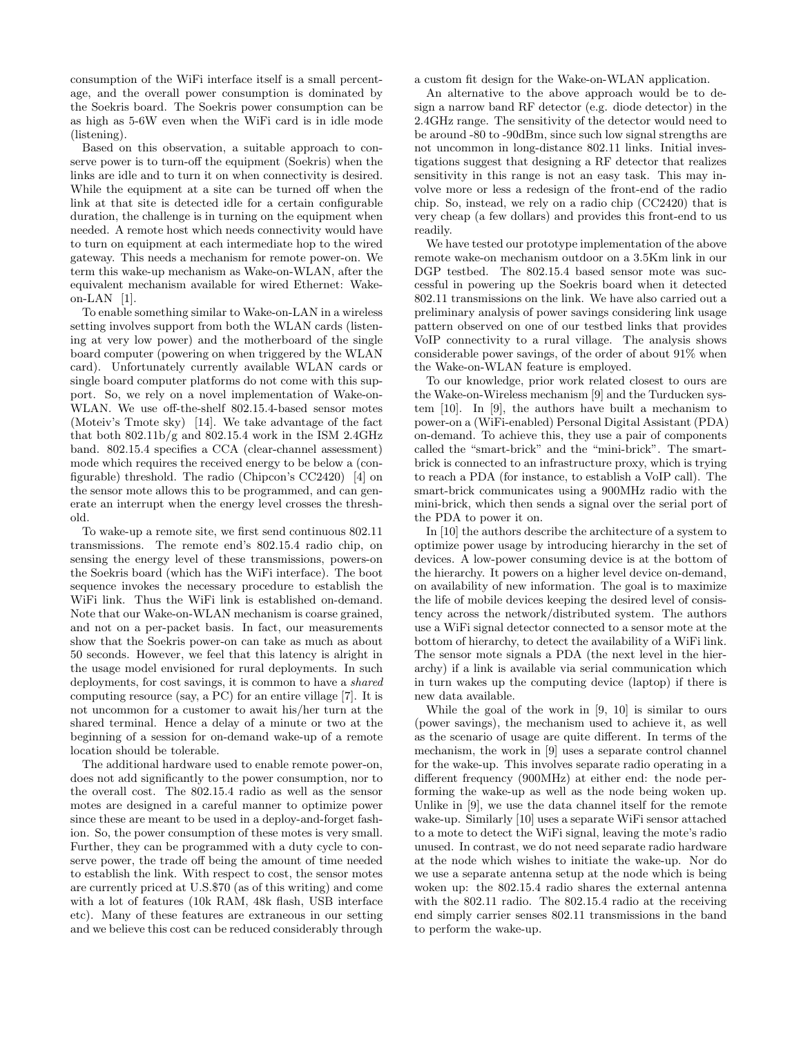consumption of the WiFi interface itself is a small percentage, and the overall power consumption is dominated by the Soekris board. The Soekris power consumption can be as high as 5-6W even when the WiFi card is in idle mode (listening).

Based on this observation, a suitable approach to conserve power is to turn-off the equipment (Soekris) when the links are idle and to turn it on when connectivity is desired. While the equipment at a site can be turned off when the link at that site is detected idle for a certain configurable duration, the challenge is in turning on the equipment when needed. A remote host which needs connectivity would have to turn on equipment at each intermediate hop to the wired gateway. This needs a mechanism for remote power-on. We term this wake-up mechanism as Wake-on-WLAN, after the equivalent mechanism available for wired Ethernet: Wake-on-LAN [1].

To enable something similar to Wake-on-LAN in a wireless setting involves support from both the WLAN cards (listening at very low power) and the motherboard of the single board computer (powering on when triggered by the WLAN card). Unfortunately currently available WLAN cards or single board computer platforms do not come with this support. So, we rely on a novel implementation of Wake-on-WLAN. We use off-the-shelf 802.15.4-based sensor motes (Moteiv's Tmote sky) [14]. We take advantage of the fact that both 802.11b/g and 802.15.4 work in the ISM 2.4GHz band. 802.15.4 specifies a CCA (clear-channel assessment) mode which requires the received energy to be below a (configurable) threshold. The radio (Chipcon's CC2420) [4] on the sensor mote allows this to be programmed, and can generate an interrupt when the energy level crosses the threshold.

To wake-up a remote site, we first send continuous 802.11 transmissions. The remote end's 802.15.4 radio chip, on sensing the energy level of these transmissions, powers-on the Soekris board (which has the WiFi interface). The boot sequence invokes the necessary procedure to establish the WiFi link. Thus the WiFi link is established on-demand. Note that our Wake-on-WLAN mechanism is coarse grained, and not on a per-packet basis. In fact, our measurements show that the Soekris power-on can take as much as about 50 seconds. However, we feel that this latency is alright in the usage model envisioned for rural deployments. In such deployments, for cost savings, it is common to have a *shared* computing resource (say, a PC) for an entire village [7]. It is not uncommon for a customer to await his/her turn at the shared terminal. Hence a delay of a minute or two at the beginning of a session for on-demand wake-up of a remote location should be tolerable.

The additional hardware used to enable remote power-on, does not add significantly to the power consumption, nor to the overall cost. The 802.15.4 radio as well as the sensor motes are designed in a careful manner to optimize power since these are meant to be used in a deploy-and-forget fashion. So, the power consumption of these motes is very small. Further, they can be programmed with a duty cycle to conserve power, the trade off being the amount of time needed to establish the link. With respect to cost, the sensor motes are currently priced at U.S.$70 (as of this writing) and come with a lot of features (10k RAM, 48k flash, USB interface etc). Many of these features are extraneous in our setting and we believe this cost can be reduced considerably through a custom fit design for the Wake-on-WLAN application.

An alternative to the above approach would be to design a narrow band RF detector (e.g. diode detector) in the 2.4GHz range. The sensitivity of the detector would need to be around -80 to -90dBm, since such low signal strengths are not uncommon in long-distance 802.11 links. Initial investigations suggest that designing a RF detector that realizes sensitivity in this range is not an easy task. This may involve more or less a redesign of the front-end of the radio chip. So, instead, we rely on a radio chip (CC2420) that is very cheap (a few dollars) and provides this front-end to us readily.

We have tested our prototype implementation of the above remote wake-on mechanism outdoor on a 3.5Km link in our DGP testbed. The 802.15.4 based sensor mote was successful in powering up the Soekris board when it detected 802.11 transmissions on the link. We have also carried out a preliminary analysis of power savings considering link usage pattern observed on one of our testbed links that provides VoIP connectivity to a rural village. The analysis shows considerable power savings, of the order of about 91% when the Wake-on-WLAN feature is employed.

To our knowledge, prior work related closest to ours are the Wake-on-Wireless mechanism [9] and the Turducken system [10]. In [9], the authors have built a mechanism to power-on a (WiFi-enabled) Personal Digital Assistant (PDA) on-demand. To achieve this, they use a pair of components called the "smart-brick" and the "mini-brick". The smart-brick is connected to an infrastructure proxy, which is trying to reach a PDA (for instance, to establish a VoIP call). The smart-brick communicates using a 900MHz radio with the mini-brick, which then sends a signal over the serial port of the PDA to power it on.

In [10] the authors describe the architecture of a system to optimize power usage by introducing hierarchy in the set of devices. A low-power consuming device is at the bottom of the hierarchy. It powers on a higher level device on-demand, on availability of new information. The goal is to maximize the life of mobile devices keeping the desired level of consistency across the network/distributed system. The authors use a WiFi signal detector connected to a sensor mote at the bottom of hierarchy, to detect the availability of a WiFi link. The sensor mote signals a PDA (the next level in the hierarchy) if a link is available via serial communication which in turn wakes up the computing device (laptop) if there is new data available.

While the goal of the work in [9, 10] is similar to ours (power savings), the mechanism used to achieve it, as well as the scenario of usage are quite different. In terms of the mechanism, the work in [9] uses a separate control channel for the wake-up. This involves separate radio operating in a different frequency (900MHz) at either end: the node performing the wake-up as well as the node being woken up. Unlike in [9], we use the data channel itself for the remote wake-up. Similarly [10] uses a separate WiFi sensor attached to a mote to detect the WiFi signal, leaving the mote's radio unused. In contrast, we do not need separate radio hardware at the node which wishes to initiate the wake-up. Nor do we use a separate antenna setup at the node which is being woken up: the 802.15.4 radio shares the external antenna with the 802.11 radio. The 802.15.4 radio at the receiving end simply carrier senses 802.11 transmissions in the band to perform the wake-up.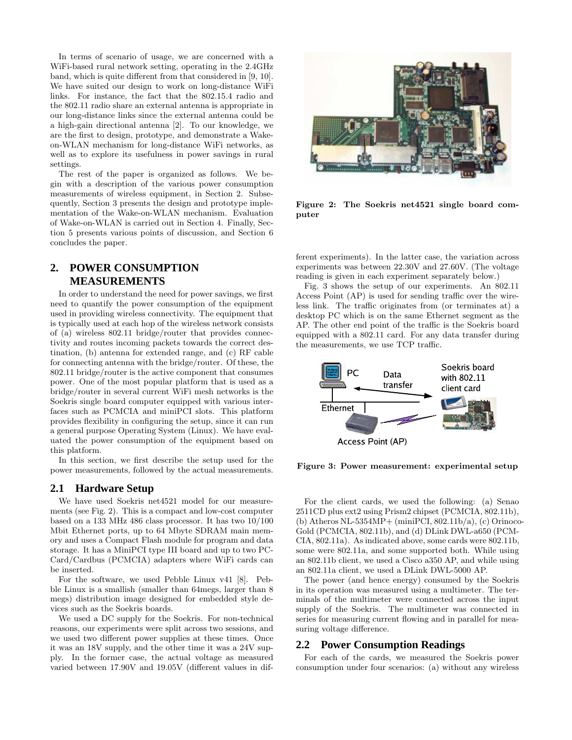In terms of scenario of usage, we are concerned with a WiFi-based rural network setting, operating in the 2.4GHz band, which is quite different from that considered in [9, 10]. We have suited our design to work on long-distance WiFi links. For instance, the fact that the 802.15.4 radio and the 802.11 radio share an external antenna is appropriate in our long-distance links since the external antenna could be a high-gain directional antenna [2]. To our knowledge, we are the first to design, prototype, and demonstrate a Wake-on-WLAN mechanism for long-distance WiFi networks, as well as to explore its usefulness in power savings in rural settings.

The rest of the paper is organized as follows. We begin with a description of the various power consumption measurements of wireless equipment, in Section 2. Subsequently, Section 3 presents the design and prototype implementation of the Wake-on-WLAN mechanism. Evaluation of Wake-on-WLAN is carried out in Section 4. Finally, Section 5 presents various points of discussion, and Section 6 concludes the paper.

## 2. POWER CONSUMPTION MEASUREMENTS

In order to understand the need for power savings, we first need to quantify the power consumption of the equipment used in providing wireless connectivity. The equipment that is typically used at each hop of the wireless network consists of (a) wireless 802.11 bridge/router that provides connectivity and routes incoming packets towards the correct destination, (b) antenna for extended range, and (c) RF cable for connecting antenna with the bridge/router. Of these, the 802.11 bridge/router is the active component that consumes power. One of the most popular platform that is used as a bridge/router in several current WiFi mesh networks is the Soekris single board computer equipped with various interfaces such as PCMCIA and miniPCI slots. This platform provides flexibility in configuring the setup, since it can run a general purpose Operating System (Linux). We have evaluated the power consumption of the equipment based on this platform.

In this section, we first describe the setup used for the power measurements, followed by the actual measurements.

### 2.1 Hardware Setup

We have used Soekris net4521 model for our measurements (see Fig. 2). This is a compact and low-cost computer based on a 133 MHz 486 class processor. It has two 10/100 Mbit Ethernet ports, up to 64 Mbyte SDRAM main memory and uses a Compact Flash module for program and data storage. It has a MiniPCI type III board and up to two PC-Card/Cardbus (PCMCIA) adapters where WiFi cards can be inserted.

For the software, we used Pebble Linux v41 [8]. Pebble Linux is a smallish (smaller than 64megs, larger than 8 megs) distribution image designed for embedded style devices such as the Soekris boards.

We used a DC supply for the Soekris. For non-technical reasons, our experiments were split across two sessions, and we used two different power supplies at these times. Once it was an 18V supply, and the other time it was a 24V supply. In the former case, the actual voltage as measured varied between 17.90V and 19.05V (different values in different experiments). In the latter case, the variation across experiments was between 22.30V and 27.60V. (The voltage reading is given in each experiment separately below.)

**Figure 2: The Soekris net4521 single board computer**

Fig. 3 shows the setup of our experiments. An 802.11 Access Point (AP) is used for sending traffic over the wireless link. The traffic originates from (or terminates at) a desktop PC which is on the same Ethernet segment as the AP. The other end point of the traffic is the Soekris board equipped with a 802.11 card. For any data transfer during the measurements, we use TCP traffic.

**Figure 3: Power measurement: experimental setup**

For the client cards, we used the following: (a) Senao 2511CD plus ext2 using Prism2 chipset (PCMCIA, 802.11b), (b) Atheros NL-5354MP+ (miniPCI, 802.11b/a), (c) Orinoco-Gold (PCMCIA, 802.11b), and (d) DLink DWL-a650 (PCMCIA, 802.11a). As indicated above, some cards were 802.11b, some were 802.11a, and some supported both. While using an 802.11b client, we used a Cisco a350 AP, and while using an 802.11a client, we used a DLink DWL-5000 AP.

The power (and hence energy) consumed by the Soekris in its operation was measured using a multimeter. The terminals of the multimeter were connected across the input supply of the Soekris. The multimeter was connected in series for measuring current flowing and in parallel for measuring voltage difference.

### 2.2 Power Consumption Readings

For each of the cards, we measured the Soekris power consumption under four scenarios: (a) without any wireless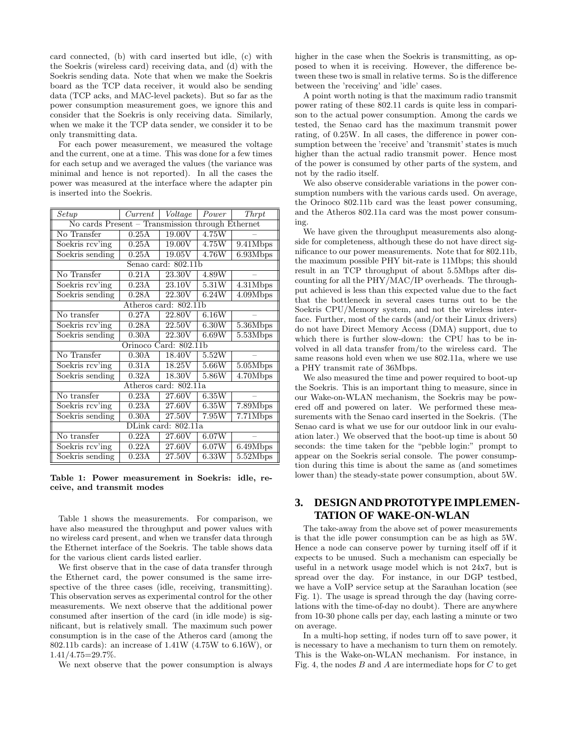card connected, (b) with card inserted but idle, (c) with the Soekris (wireless card) receiving data, and (d) with the Soekris sending data. Note that when we make the Soekris board as the TCP data receiver, it would also be sending data (TCP acks, and MAC-level packets). But so far as the power consumption measurement goes, we ignore this and consider that the Soekris is only receiving data. Similarly, when we make it the TCP data sender, we consider it to be only transmitting data.

For each power measurement, we measured the voltage and the current, one at a time. This was done for a few times for each setup and we averaged the values (the variance was minimal and hence is not reported). In all the cases the power was measured at the interface where the adapter pin is inserted into the Soekris.

| *Setup* | *Current* | *Voltage* | *Power* | *Thrpt* |
|---|---|---|---|---|
| No cards Present – Transmission through Ethernet | | | | |
| No Transfer | 0.25A | 19.00V | 4.75W | – |
| Soekris rcv'ing | 0.25A | 19.00V | 4.75W | 9.41Mbps |
| Soekris sending | 0.25A | 19.05V | 4.76W | 6.93Mbps |
| Senao card: 802.11b | | | | |
| No Transfer | 0.21A | 23.30V | 4.89W | – |
| Soekris rcv'ing | 0.23A | 23.10V | 5.31W | 4.31Mbps |
| Soekris sending | 0.28A | 22.30V | 6.24W | 4.09Mbps |
| Atheros card: 802.11b | | | | |
| No transfer | 0.27A | 22.80V | 6.16W | – |
| Soekris rcv'ing | 0.28A | 22.50V | 6.30W | 5.36Mbps |
| Soekris sending | 0.30A | 22.30V | 6.69W | 5.53Mbps |
| Orinoco Card: 802.11b | | | | |
| No Transfer | 0.30A | 18.40V | 5.52W | – |
| Soekris rcv'ing | 0.31A | 18.25V | 5.66W | 5.05Mbps |
| Soekris sending | 0.32A | 18.30V | 5.86W | 4.70Mbps |
| Atheros card: 802.11a | | | | |
| No transfer | 0.23A | 27.60V | 6.35W | – |
| Soekris rcv'ing | 0.23A | 27.60V | 6.35W | 7.89Mbps |
| Soekris sending | 0.30A | 27.50V | 7.95W | 7.71Mbps |
| DLink card: 802.11a | | | | |
| No transfer | 0.22A | 27.60V | 6.07W | – |
| Soekris rcv'ing | 0.22A | 27.60V | 6.07W | 6.49Mbps |
| Soekris sending | 0.23A | 27.50V | 6.33W | 5.52Mbps |

**Table 1: Power measurement in Soekris: idle, receive, and transmit modes**

Table 1 shows the measurements. For comparison, we have also measured the throughput and power values with no wireless card present, and when we transfer data through the Ethernet interface of the Soekris. The table shows data for the various client cards listed earlier.

We first observe that in the case of data transfer through the Ethernet card, the power consumed is the same irrespective of the three cases (idle, receiving, transmitting). This observation serves as experimental control for the other measurements. We next observe that the additional power consumed after insertion of the card (in idle mode) is significant, but is relatively small. The maximum such power consumption is in the case of the Atheros card (among the 802.11b cards): an increase of 1.41W (4.75W to 6.16W), or 1.41/4.75=29.7%.

We next observe that the power consumption is always higher in the case when the Soekris is transmitting, as opposed to when it is receiving. However, the difference between these two is small in relative terms. So is the difference between the 'receiving' and 'idle' cases.

A point worth noting is that the maximum radio transmit power rating of these 802.11 cards is quite less in comparison to the actual power consumption. Among the cards we tested, the Senao card has the maximum transmit power rating, of 0.25W. In all cases, the difference in power consumption between the 'receive' and 'transmit' states is much higher than the actual radio transmit power. Hence most of the power is consumed by other parts of the system, and not by the radio itself.

We also observe considerable variations in the power consumption numbers with the various cards used. On average, the Orinoco 802.11b card was the least power consuming, and the Atheros 802.11a card was the most power consuming.

We have given the throughput measurements also alongside for completeness, although these do not have direct significance to our power measurements. Note that for 802.11b, the maximum possible PHY bit-rate is 11Mbps; this should result in an TCP throughput of about 5.5Mbps after discounting for all the PHY/MAC/IP overheads. The throughput achieved is less than this expected value due to the fact that the bottleneck in several cases turns out to be the Soekris CPU/Memory system, and not the wireless interface. Further, most of the cards (and/or their Linux drivers) do not have Direct Memory Access (DMA) support, due to which there is further slow-down: the CPU has to be involved in all data transfer from/to the wireless card. The same reasons hold even when we use 802.11a, where we use a PHY transmit rate of 36Mbps.

We also measured the time and power required to boot-up the Soekris. This is an important thing to measure, since in our Wake-on-WLAN mechanism, the Soekris may be powered off and powered on later. We performed these measurements with the Senao card inserted in the Soekris. (The Senao card is what we use for our outdoor link in our evaluation later.) We observed that the boot-up time is about 50 seconds: the time taken for the "pebble login:" prompt to appear on the Soekris serial console. The power consumption during this time is about the same as (and sometimes lower than) the steady-state power consumption, about 5W.

## 3. DESIGN AND PROTOTYPE IMPLEMENTATION OF WAKE-ON-WLAN

The take-away from the above set of power measurements is that the idle power consumption can be as high as 5W. Hence a node can conserve power by turning itself off if it expects to be unused. Such a mechanism can especially be useful in a network usage model which is not 24x7, but is spread over the day. For instance, in our DGP testbed, we have a VoIP service setup at the Sarauhan location (see Fig. 1). The usage is spread through the day (having correlations with the time-of-day no doubt). There are anywhere from 10-30 phone calls per day, each lasting a minute or two on average.

In a multi-hop setting, if nodes turn off to save power, it is necessary to have a mechanism to turn them on remotely. This is the Wake-on-WLAN mechanism. For instance, in Fig. 4, the nodes $B$ and $A$ are intermediate hops for $C$ to get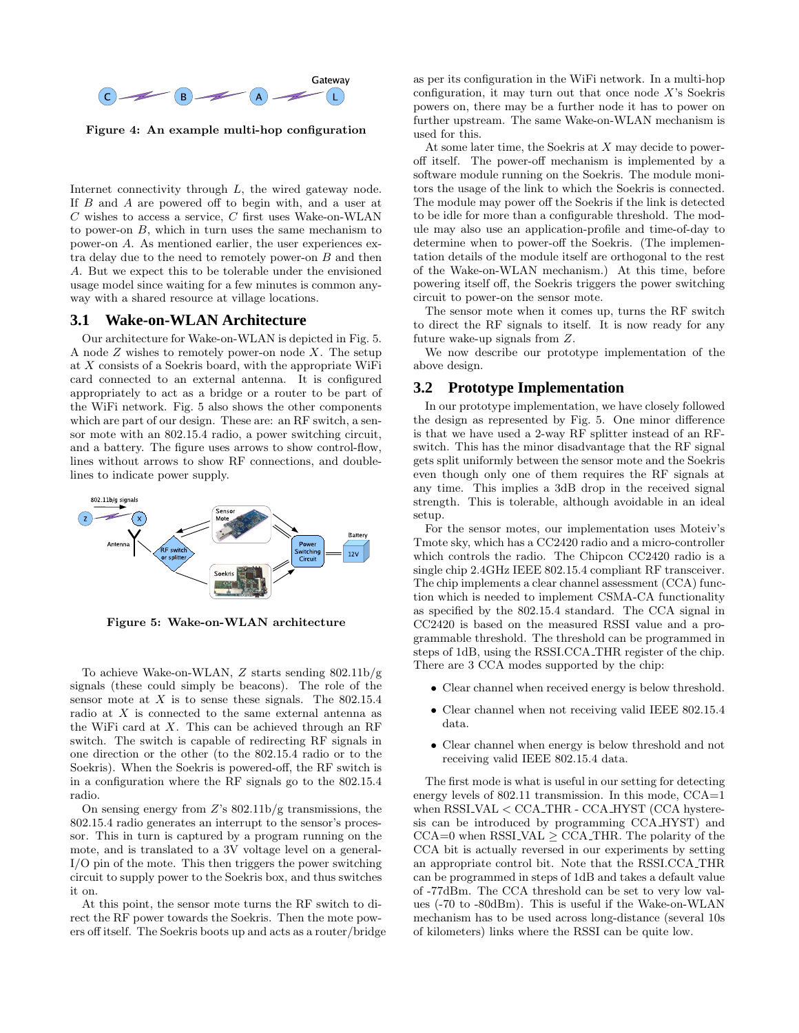Figure 4: An example multi-hop configuration

Internet connectivity through $L$, the wired gateway node. If $B$ and $A$ are powered off to begin with, and a user at $C$ wishes to access a service, $C$ first uses Wake-on-WLAN to power-on $B$, which in turn uses the same mechanism to power-on $A$. As mentioned earlier, the user experiences extra delay due to the need to remotely power-on $B$ and then $A$. But we expect this to be tolerable under the envisioned usage model since waiting for a few minutes is common anyway with a shared resource at village locations.

## 3.1 Wake-on-WLAN Architecture

Our architecture for Wake-on-WLAN is depicted in Fig. 5. A node $Z$ wishes to remotely power-on node $X$. The setup at $X$ consists of a Soekris board, with the appropriate WiFi card connected to an external antenna. It is configured appropriately to act as a bridge or a router to be part of the WiFi network. Fig. 5 also shows the other components which are part of our design. These are: an RF switch, a sensor mote with an 802.15.4 radio, a power switching circuit, and a battery. The figure uses arrows to show control-flow, lines without arrows to show RF connections, and double-lines to indicate power supply.

Figure 5: Wake-on-WLAN architecture

To achieve Wake-on-WLAN, $Z$ starts sending 802.11b/g signals (these could simply be beacons). The role of the sensor mote at $X$ is to sense these signals. The 802.15.4 radio at $X$ is connected to the same external antenna as the WiFi card at $X$. This can be achieved through an RF switch. The switch is capable of redirecting RF signals in one direction or the other (to the 802.15.4 radio or to the Soekris). When the Soekris is powered-off, the RF switch is in a configuration where the RF signals go to the 802.15.4 radio.

On sensing energy from $Z$'s 802.11b/g transmissions, the 802.15.4 radio generates an interrupt to the sensor's processor. This in turn is captured by a program running on the mote, and is translated to a 3V voltage level on a general-I/O pin of the mote. This then triggers the power switching circuit to supply power to the Soekris box, and thus switches it on.

At this point, the sensor mote turns the RF switch to direct the RF power towards the Soekris. Then the mote powers off itself. The Soekris boots up and acts as a router/bridge as per its configuration in the WiFi network. In a multi-hop configuration, it may turn out that once node $X$'s Soekris powers on, there may be a further node it has to power on further upstream. The same Wake-on-WLAN mechanism is used for this.

At some later time, the Soekris at $X$ may decide to power-off itself. The power-off mechanism is implemented by a software module running on the Soekris. The module monitors the usage of the link to which the Soekris is connected. The module may power off the Soekris if the link is detected to be idle for more than a configurable threshold. The module may also use an application-profile and time-of-day to determine when to power-off the Soekris. (The implementation details of the module itself are orthogonal to the rest of the Wake-on-WLAN mechanism.) At this time, before powering itself off, the Soekris triggers the power switching circuit to power-on the sensor mote.

The sensor mote when it comes up, turns the RF switch to direct the RF signals to itself. It is now ready for any future wake-up signals from $Z$.

We now describe our prototype implementation of the above design.

## 3.2 Prototype Implementation

In our prototype implementation, we have closely followed the design as represented by Fig. 5. One minor difference is that we have used a 2-way RF splitter instead of an RF-switch. This has the minor disadvantage that the RF signal gets split uniformly between the sensor mote and the Soekris even though only one of them requires the RF signals at any time. This implies a 3dB drop in the received signal strength. This is tolerable, although avoidable in an ideal setup.

For the sensor motes, our implementation uses Moteiv's Tmote sky, which has a CC2420 radio and a micro-controller which controls the radio. The Chipcon CC2420 radio is a single chip 2.4GHz IEEE 802.15.4 compliant RF transceiver. The chip implements a clear channel assessment (CCA) function which is needed to implement CSMA-CA functionality as specified by the 802.15.4 standard. The CCA signal in CC2420 is based on the measured RSSI value and a programmable threshold. The threshold can be programmed in steps of 1dB, using the RSSI.CCA_THR register of the chip. There are 3 CCA modes supported by the chip:

- Clear channel when received energy is below threshold.
- Clear channel when not receiving valid IEEE 802.15.4 data.
- Clear channel when energy is below threshold and not receiving valid IEEE 802.15.4 data.

The first mode is what is useful in our setting for detecting energy levels of 802.11 transmission. In this mode, CCA=1 when RSSI_VAL < CCA_THR - CCA_HYST (CCA hysteresis can be introduced by programming CCA_HYST) and CCA=0 when RSSI_VAL ≥ CCA_THR. The polarity of the CCA bit is actually reversed in our experiments by setting an appropriate control bit. Note that the RSSI.CCA_THR can be programmed in steps of 1dB and takes a default value of -77dBm. The CCA threshold can be set to very low values (-70 to -80dBm). This is useful if the Wake-on-WLAN mechanism has to be used across long-distance (several 10s of kilometers) links where the RSSI can be quite low.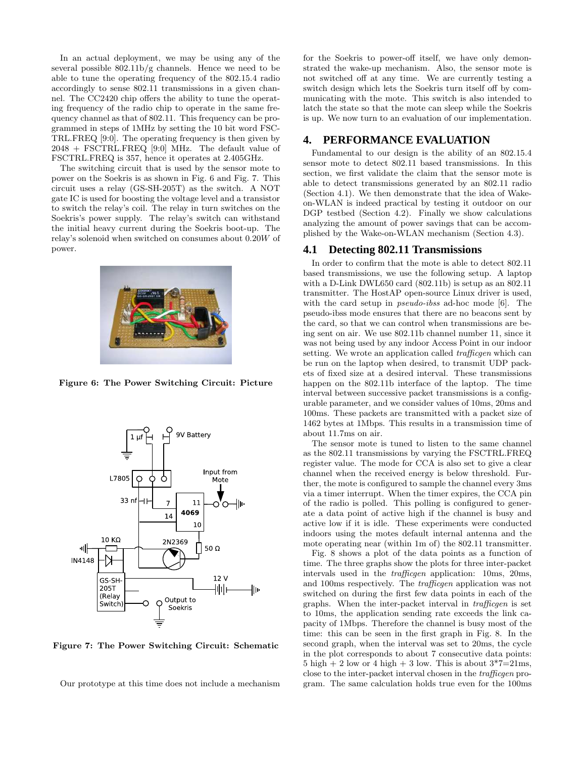In an actual deployment, we may be using any of the several possible 802.11b/g channels. Hence we need to be able to tune the operating frequency of the 802.15.4 radio accordingly to sense 802.11 transmissions in a given channel. The CC2420 chip offers the ability to tune the operating frequency of the radio chip to operate in the same frequency channel as that of 802.11. This frequency can be programmed in steps of 1MHz by setting the 10 bit word FSCTRL.FREQ [9:0]. The operating frequency is then given by 2048 + FSCTRL.FREQ [9:0] MHz. The default value of FSCTRL.FREQ is 357, hence it operates at 2.405GHz.

The switching circuit that is used by the sensor mote to power on the Soekris is as shown in Fig. 6 and Fig. 7. This circuit uses a relay (GS-SH-205T) as the switch. A NOT gate IC is used for boosting the voltage level and a transistor to switch the relay's coil. The relay in turn switches on the Soekris's power supply. The relay's switch can withstand the initial heavy current during the Soekris boot-up. The relay's solenoid when switched on consumes about $0.20W$ of power.

**Figure 6: The Power Switching Circuit: Picture**

**Figure 7: The Power Switching Circuit: Schematic**

Our prototype at this time does not include a mechanism for the Soekris to power-off itself, we have only demonstrated the wake-up mechanism. Also, the sensor mote is not switched off at any time. We are currently testing a switch design which lets the Soekris turn itself off by communicating with the mote. This switch is also intended to latch the state so that the mote can sleep while the Soekris is up. We now turn to an evaluation of our implementation.

## 4. PERFORMANCE EVALUATION

Fundamental to our design is the ability of an 802.15.4 sensor mote to detect 802.11 based transmissions. In this section, we first validate the claim that the sensor mote is able to detect transmissions generated by an 802.11 radio (Section 4.1). We then demonstrate that the idea of Wake-on-WLAN is indeed practical by testing it outdoor on our DGP testbed (Section 4.2). Finally we show calculations analyzing the amount of power savings that can be accomplished by the Wake-on-WLAN mechanism (Section 4.3).

### 4.1 Detecting 802.11 Transmissions

In order to confirm that the mote is able to detect 802.11 based transmissions, we use the following setup. A laptop with a D-Link DWL650 card (802.11b) is setup as an 802.11 transmitter. The HostAP open-source Linux driver is used, with the card setup in *pseudo-ibss* ad-hoc mode [6]. The pseudo-ibss mode ensures that there are no beacons sent by the card, so that we can control when transmissions are being sent on air. We use 802.11b channel number 11, since it was not being used by any indoor Access Point in our indoor setting. We wrote an application called *trafficgen* which can be run on the laptop when desired, to transmit UDP packets of fixed size at a desired interval. These transmissions happen on the 802.11b interface of the laptop. The time interval between successive packet transmissions is a configurable parameter, and we consider values of 10ms, 20ms and 100ms. These packets are transmitted with a packet size of 1462 bytes at 1Mbps. This results in a transmission time of about 11.7ms on air.

The sensor mote is tuned to listen to the same channel as the 802.11 transmissions by varying the FSCTRL.FREQ register value. The mode for CCA is also set to give a clear channel when the received energy is below threshold. Further, the mote is configured to sample the channel every 3ms via a timer interrupt. When the timer expires, the CCA pin of the radio is polled. This polling is configured to generate a data point of active high if the channel is busy and active low if it is idle. These experiments were conducted indoors using the motes default internal antenna and the mote operating near (within 1m of) the 802.11 transmitter.

Fig. 8 shows a plot of the data points as a function of time. The three graphs show the plots for three inter-packet intervals used in the *trafficgen* application: 10ms, 20ms, and 100ms respectively. The *trafficgen* application was not switched on during the first few data points in each of the graphs. When the inter-packet interval in *trafficgen* is set to 10ms, the application sending rate exceeds the link capacity of 1Mbps. Therefore the channel is busy most of the time: this can be seen in the first graph in Fig. 8. In the second graph, when the interval was set to 20ms, the cycle in the plot corresponds to about 7 consecutive data points: 5 high + 2 low or 4 high + 3 low. This is about 3*7=21ms, close to the inter-packet interval chosen in the *trafficgen* program. The same calculation holds true even for the 100ms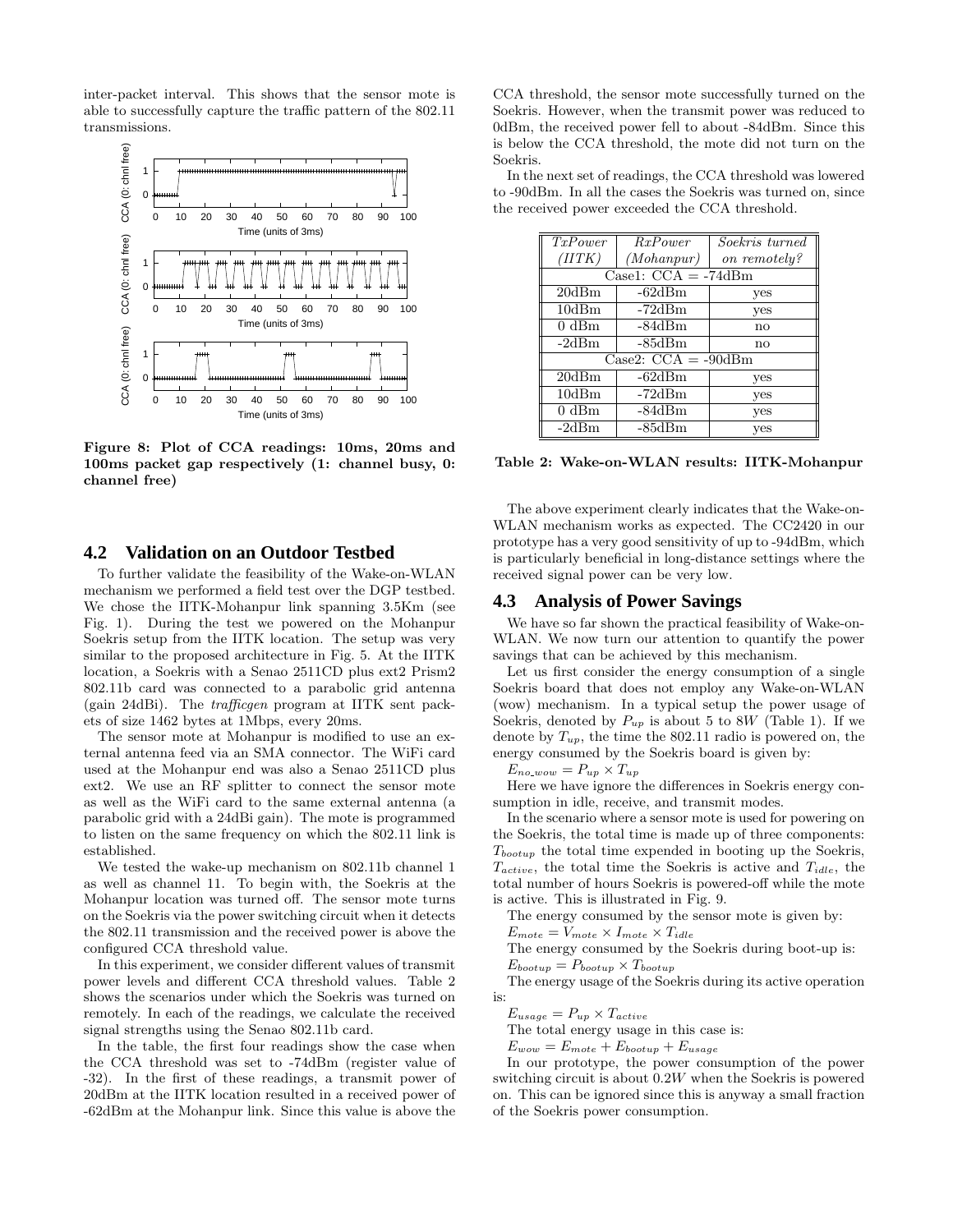inter-packet interval. This shows that the sensor mote is able to successfully capture the traffic pattern of the 802.11 transmissions.

**Figure 8: Plot of CCA readings: 10ms, 20ms and 100ms packet gap respectively (1: channel busy, 0: channel free)**

## 4.2 Validation on an Outdoor Testbed

To further validate the feasibility of the Wake-on-WLAN mechanism we performed a field test over the DGP testbed. We chose the IITK-Mohanpur link spanning 3.5Km (see Fig. 1). During the test we powered on the Mohanpur Soekris setup from the IITK location. The setup was very similar to the proposed architecture in Fig. 5. At the IITK location, a Soekris with a Senao 2511CD plus ext2 Prism2 802.11b card was connected to a parabolic grid antenna (gain 24dBi). The *trafficgen* program at IITK sent packets of size 1462 bytes at 1Mbps, every 20ms.

The sensor mote at Mohanpur is modified to use an external antenna feed via an SMA connector. The WiFi card used at the Mohanpur end was also a Senao 2511CD plus ext2. We use an RF splitter to connect the sensor mote as well as the WiFi card to the same external antenna (a parabolic grid with a 24dBi gain). The mote is programmed to listen on the same frequency on which the 802.11 link is established.

We tested the wake-up mechanism on 802.11b channel 1 as well as channel 11. To begin with, the Soekris at the Mohanpur location was turned off. The sensor mote turns on the Soekris via the power switching circuit when it detects the 802.11 transmission and the received power is above the configured CCA threshold value.

In this experiment, we consider different values of transmit power levels and different CCA threshold values. Table 2 shows the scenarios under which the Soekris was turned on remotely. In each of the readings, we calculate the received signal strengths using the Senao 802.11b card.

In the table, the first four readings show the case when the CCA threshold was set to -74dBm (register value of -32). In the first of these readings, a transmit power of 20dBm at the IITK location resulted in a received power of -62dBm at the Mohanpur link. Since this value is above the CCA threshold, the sensor mote successfully turned on the Soekris. However, when the transmit power was reduced to 0dBm, the received power fell to about -84dBm. Since this is below the CCA threshold, the mote did not turn on the Soekris.

In the next set of readings, the CCA threshold was lowered to -90dBm. In all the cases the Soekris was turned on, since the received power exceeded the CCA threshold.

| *TxPower* (*IITK*) | *RxPower* (*Mohanpur*) | *Soekris turned on remotely?* |
|---|---|---|
| Case1: CCA = -74dBm | | |
| 20dBm | -62dBm | yes |
| 10dBm | -72dBm | yes |
| 0 dBm | -84dBm | no |
| -2dBm | -85dBm | no |
| Case2: CCA = -90dBm | | |
| 20dBm | -62dBm | yes |
| 10dBm | -72dBm | yes |
| 0 dBm | -84dBm | yes |
| -2dBm | -85dBm | yes |

**Table 2: Wake-on-WLAN results: IITK-Mohanpur**

The above experiment clearly indicates that the Wake-on-WLAN mechanism works as expected. The CC2420 in our prototype has a very good sensitivity of up to -94dBm, which is particularly beneficial in long-distance settings where the received signal power can be very low.

## 4.3 Analysis of Power Savings

We have so far shown the practical feasibility of Wake-on-WLAN. We now turn our attention to quantify the power savings that can be achieved by this mechanism.

Let us first consider the energy consumption of a single Soekris board that does not employ any Wake-on-WLAN (wow) mechanism. In a typical setup the power usage of Soekris, denoted by $P_{up}$ is about 5 to $8W$ (Table 1). If we denote by $T_{up}$, the time the 802.11 radio is powered on, the energy consumed by the Soekris board is given by:

$E_{no\_wow} = P_{up} \times T_{up}$

Here we have ignore the differences in Soekris energy consumption in idle, receive, and transmit modes.

In the scenario where a sensor mote is used for powering on the Soekris, the total time is made up of three components: $T_{bootup}$ the total time expended in booting up the Soekris, $T_{active}$, the total time the Soekris is active and $T_{idle}$, the total number of hours Soekris is powered-off while the mote is active. This is illustrated in Fig. 9.

The energy consumed by the sensor mote is given by:

$E_{mote} = V_{mote} \times I_{mote} \times T_{idle}$

The energy consumed by the Soekris during boot-up is:

$E_{bootup} = P_{bootup} \times T_{bootup}$

The energy usage of the Soekris during its active operation is:

$E_{usage} = P_{up} \times T_{active}$

The total energy usage in this case is:

$E_{wow} = E_{mote} + E_{bootup} + E_{usage}$

In our prototype, the power consumption of the power switching circuit is about $0.2W$ when the Soekris is powered on. This can be ignored since this is anyway a small fraction of the Soekris power consumption.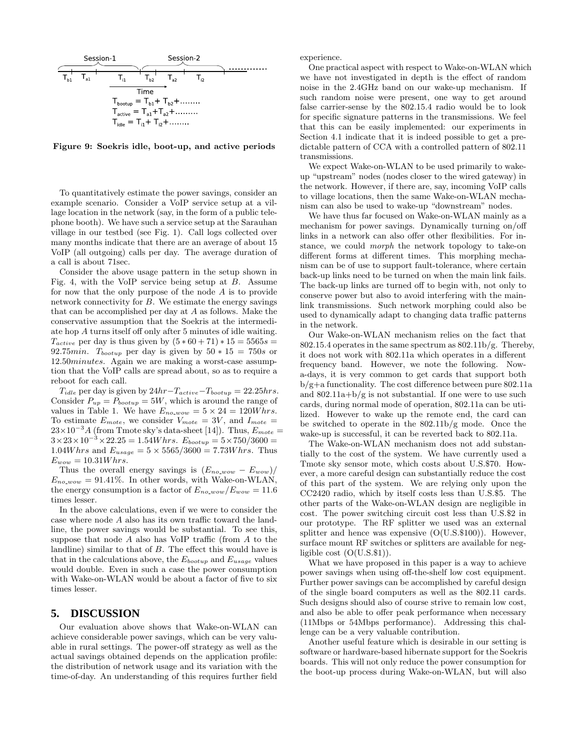Figure 9: Soekris idle, boot-up, and active periods

To quantitatively estimate the power savings, consider an example scenario. Consider a VoIP service setup at a village location in the network (say, in the form of a public telephone booth). We have such a service setup at the Sarauhan village in our testbed (see Fig. 1). Call logs collected over many months indicate that there are an average of about 15 VoIP (all outgoing) calls per day. The average duration of a call is about 71sec.

Consider the above usage pattern in the setup shown in Fig. 4, with the VoIP service being setup at $B$. Assume for now that the only purpose of the node $A$ is to provide network connectivity for $B$. We estimate the energy savings that can be accomplished per day at $A$ as follows. Make the conservative assumption that the Soekris at the intermediate hop $A$ turns itself off only after 5 minutes of idle waiting. $T_{active}$ per day is thus given by $(5*60+71)*15 = 5565s = 92.75min$. $T_{bootup}$ per day is given by $50*15 = 750s$ or $12.50minutes$. Again we are making a worst-case assumption that the VoIP calls are spread about, so as to require a reboot for each call.

$T_{idle}$ per day is given by $24hr - T_{active} - T_{bootup} = 22.25hrs$. Consider $P_{up} = P_{bootup} = 5W$, which is around the range of values in Table 1. We have $E_{no\_wow} = 5 \times 24 = 120Whrs$. To estimate $E_{mote}$, we consider $V_{mote} = 3V$, and $I_{mote} = 23 \times 10^{-3}A$ (from Tmote sky's data-sheet [14]). Thus, $E_{mote} = 3 \times 23 \times 10^{-3} \times 22.25 = 1.54Whrs$. $E_{bootup} = 5 \times 750/3600 = 1.04Whrs$ and $E_{usage} = 5 \times 5565/3600 = 7.73Whrs$. Thus $E_{wow} = 10.31Whrs$.

Thus the overall energy savings is $(E_{no\_wow} - E_{wow})/E_{no\_wow} = 91.41\%$. In other words, with Wake-on-WLAN, the energy consumption is a factor of $E_{no\_wow}/E_{wow} = 11.6$ times lesser.

In the above calculations, even if we were to consider the case where node $A$ also has its own traffic toward the landline, the power savings would be substantial. To see this, suppose that node $A$ also has VoIP traffic (from $A$ to the landline) similar to that of $B$. The effect this would have is that in the calculations above, the $E_{bootup}$ and $E_{usage}$ values would double. Even in such a case the power consumption with Wake-on-WLAN would be about a factor of five to six times lesser.

## 5. DISCUSSION

Our evaluation above shows that Wake-on-WLAN can achieve considerable power savings, which can be very valuable in rural settings. The power-off strategy as well as the actual savings obtained depends on the application profile: the distribution of network usage and its variation with the time-of-day. An understanding of this requires further field experience.

One practical aspect with respect to Wake-on-WLAN which we have not investigated in depth is the effect of random noise in the 2.4GHz band on our wake-up mechanism. If such random noise were present, one way to get around false carrier-sense by the 802.15.4 radio would be to look for specific signature patterns in the transmissions. We feel that this can be easily implemented: our experiments in Section 4.1 indicate that it is indeed possible to get a predictable pattern of CCA with a controlled pattern of 802.11 transmissions.

We expect Wake-on-WLAN to be used primarily to wake-up "upstream" nodes (nodes closer to the wired gateway) in the network. However, if there are, say, incoming VoIP calls to village locations, then the same Wake-on-WLAN mechanism can also be used to wake-up "downstream" nodes.

We have thus far focused on Wake-on-WLAN mainly as a mechanism for power savings. Dynamically turning on/off links in a network can also offer other flexibilities. For instance, we could *morph* the network topology to take-on different forms at different times. This morphing mechanism can be of use to support fault-tolerance, where certain back-up links need to be turned on when the main link fails. The back-up links are turned off to begin with, not only to conserve power but also to avoid interfering with the main-link transmissions. Such network morphing could also be used to dynamically adapt to changing data traffic patterns in the network.

Our Wake-on-WLAN mechanism relies on the fact that 802.15.4 operates in the same spectrum as 802.11b/g. Thereby, it does not work with 802.11a which operates in a different frequency band. However, we note the following. Nowadays, it is very common to get cards that support both b/g+a functionality. The cost difference between pure 802.11a and 802.11a+b/g is not substantial. If one were to use such cards, during normal mode of operation, 802.11a can be utilized. However to wake up the remote end, the card can be switched to operate in the 802.11b/g mode. Once the wake-up is successful, it can be reverted back to 802.11a.

The Wake-on-WLAN mechanism does not add substantially to the cost of the system. We have currently used a Tmote sky sensor mote, which costs about U.S.$70. However, a more careful design can substantially reduce the cost of this part of the system. We are relying only upon the CC2420 radio, which by itself costs less than U.S.$5. The other parts of the Wake-on-WLAN design are negligible in cost. The power switching circuit cost less than U.S.$2 in our prototype. The RF splitter we used was an external splitter and hence was expensive (O(U.S.$100)). However, surface mount RF switches or splitters are available for negligible cost (O(U.S.$1)).

What we have proposed in this paper is a way to achieve power savings when using off-the-shelf low cost equipment. Further power savings can be accomplished by careful design of the single board computers as well as the 802.11 cards. Such designs should also of course strive to remain low cost, and also be able to offer peak performance when necessary (11Mbps or 54Mbps performance). Addressing this challenge can be a very valuable contribution.

Another useful feature which is desirable in our setting is software or hardware-based hibernate support for the Soekris boards. This will not only reduce the power consumption for the boot-up process during Wake-on-WLAN, but will also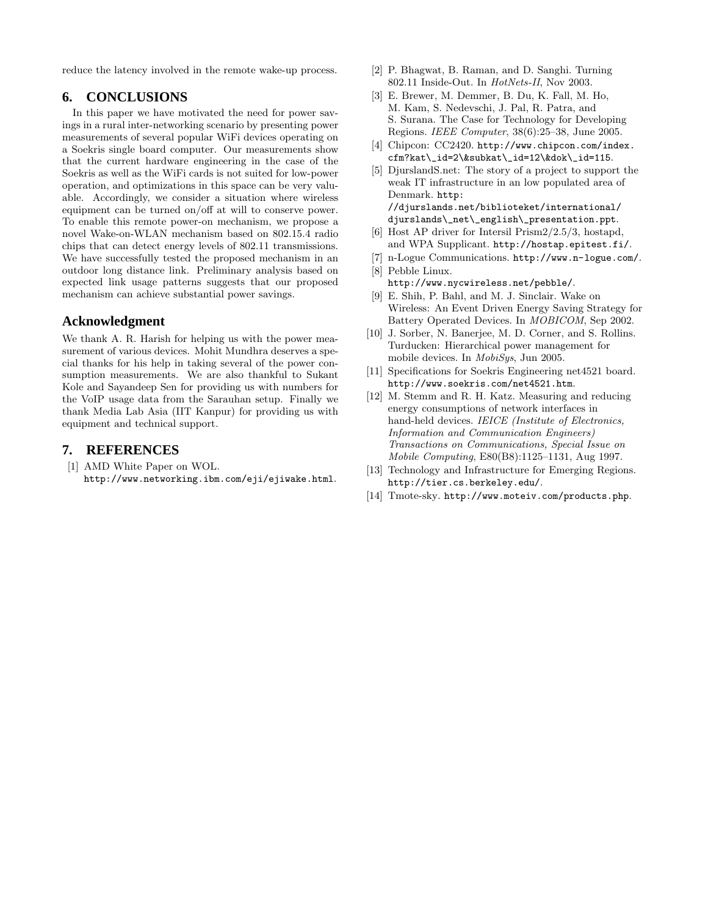reduce the latency involved in the remote wake-up process.

## 6. CONCLUSIONS

In this paper we have motivated the need for power savings in a rural inter-networking scenario by presenting power measurements of several popular WiFi devices operating on a Soekris single board computer. Our measurements show that the current hardware engineering in the case of the Soekris as well as the WiFi cards is not suited for low-power operation, and optimizations in this space can be very valuable. Accordingly, we consider a situation where wireless equipment can be turned on/off at will to conserve power. To enable this remote power-on mechanism, we propose a novel Wake-on-WLAN mechanism based on 802.15.4 radio chips that can detect energy levels of 802.11 transmissions. We have successfully tested the proposed mechanism in an outdoor long distance link. Preliminary analysis based on expected link usage patterns suggests that our proposed mechanism can achieve substantial power savings.

## Acknowledgment

We thank A. R. Harish for helping us with the power measurement of various devices. Mohit Mundhra deserves a special thanks for his help in taking several of the power consumption measurements. We are also thankful to Sukant Kole and Sayandeep Sen for providing us with numbers for the VoIP usage data from the Sarauhan setup. Finally we thank Media Lab Asia (IIT Kanpur) for providing us with equipment and technical support.

## 7. REFERENCES

[1] AMD White Paper on WOL. http://www.networking.ibm.com/eji/ejiwake.html.

[2] P. Bhagwat, B. Raman, and D. Sanghi. Turning 802.11 Inside-Out. In *HotNets-II*, Nov 2003.

[3] E. Brewer, M. Demmer, B. Du, K. Fall, M. Ho, M. Kam, S. Nedevschi, J. Pal, R. Patra, and S. Surana. The Case for Technology for Developing Regions. *IEEE Computer*, 38(6):25–38, June 2005.

[4] Chipcon: CC2420. http://www.chipcon.com/index.cfm?kat\_id=2\&subkat\_id=12\&dok\_id=115.

[5] DjurslandS.net: The story of a project to support the weak IT infrastructure in an low populated area of Denmark. http://djurslands.net/biblioteket/international/djurslands\_net\_english\_presentation.ppt.

[6] Host AP driver for Intersil Prism2/2.5/3, hostapd, and WPA Supplicant. http://hostap.epitest.fi/.

[7] n-Logue Communications. http://www.n-logue.com/.

[8] Pebble Linux. http://www.nycwireless.net/pebble/.

[9] E. Shih, P. Bahl, and M. J. Sinclair. Wake on Wireless: An Event Driven Energy Saving Strategy for Battery Operated Devices. In *MOBICOM*, Sep 2002.

[10] J. Sorber, N. Banerjee, M. D. Corner, and S. Rollins. Turducken: Hierarchical power management for mobile devices. In *MobiSys*, Jun 2005.

[11] Specifications for Soekris Engineering net4521 board. http://www.soekris.com/net4521.htm.

[12] M. Stemm and R. H. Katz. Measuring and reducing energy consumptions of network interfaces in hand-held devices. *IEICE (Institute of Electronics, Information and Communication Engineers) Transactions on Communications, Special Issue on Mobile Computing*, E80(B8):1125–1131, Aug 1997.

[13] Technology and Infrastructure for Emerging Regions. http://tier.cs.berkeley.edu/.

[14] Tmote-sky. http://www.moteiv.com/products.php.